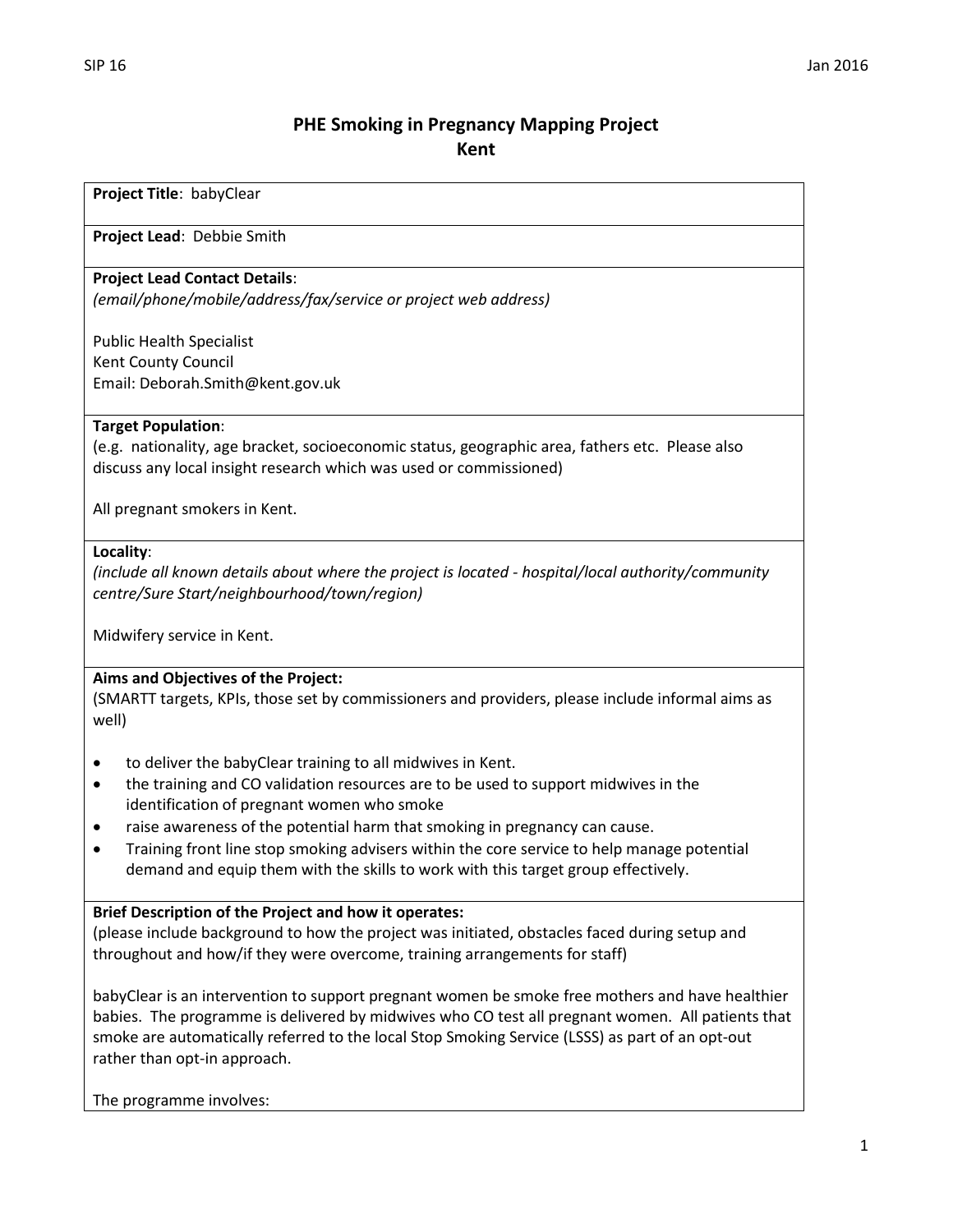# PHE Smoking in Pregnancy Mapping Project
## Kent

**Project Title**: babyClear

**Project Lead**: Debbie Smith

**Project Lead Contact Details**:
*(email/phone/mobile/address/fax/service or project web address)*

Public Health Specialist
Kent County Council
Email: Deborah.Smith@kent.gov.uk

**Target Population**:
(e.g. nationality, age bracket, socioeconomic status, geographic area, fathers etc. Please also discuss any local insight research which was used or commissioned)

All pregnant smokers in Kent.

**Locality**:
*(include all known details about where the project is located - hospital/local authority/community centre/Sure Start/neighbourhood/town/region)*

Midwifery service in Kent.

**Aims and Objectives of the Project:**
(SMARTT targets, KPIs, those set by commissioners and providers, please include informal aims as well)

- to deliver the babyClear training to all midwives in Kent.
- the training and CO validation resources are to be used to support midwives in the identification of pregnant women who smoke
- raise awareness of the potential harm that smoking in pregnancy can cause.
- Training front line stop smoking advisers within the core service to help manage potential demand and equip them with the skills to work with this target group effectively.

**Brief Description of the Project and how it operates:**
(please include background to how the project was initiated, obstacles faced during setup and throughout and how/if they were overcome, training arrangements for staff)

babyClear is an intervention to support pregnant women be smoke free mothers and have healthier babies. The programme is delivered by midwives who CO test all pregnant women. All patients that smoke are automatically referred to the local Stop Smoking Service (LSSS) as part of an opt-out rather than opt-in approach.

The programme involves: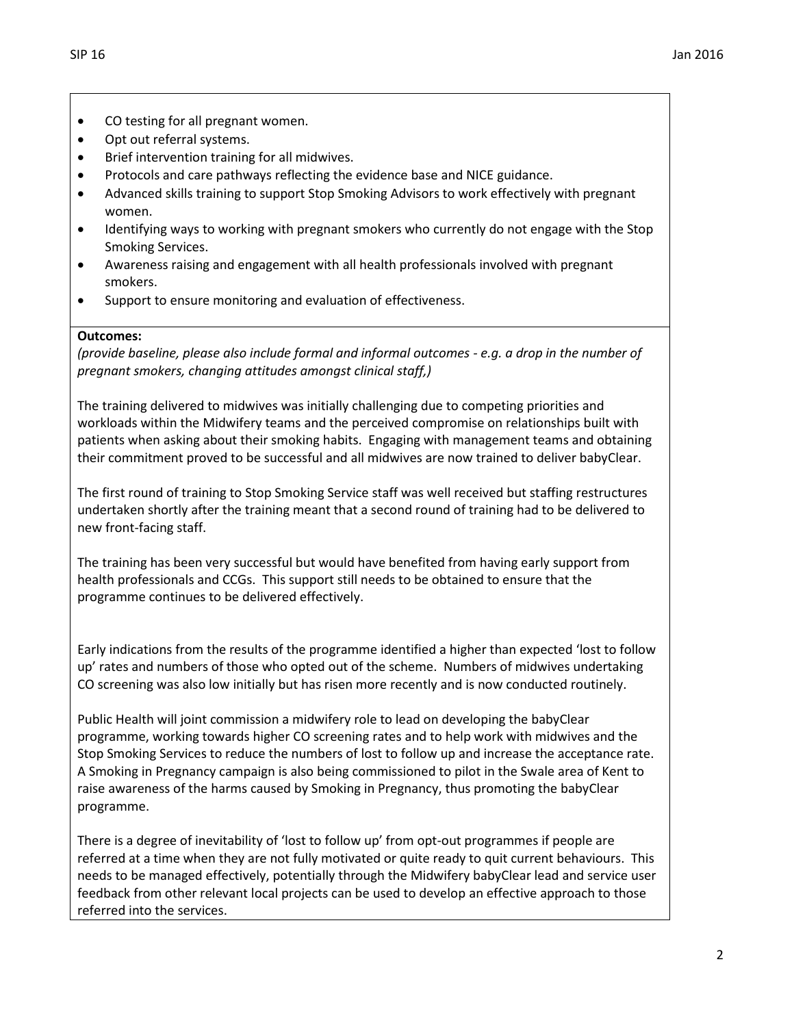- CO testing for all pregnant women.
- Opt out referral systems.
- Brief intervention training for all midwives.
- Protocols and care pathways reflecting the evidence base and NICE guidance.
- Advanced skills training to support Stop Smoking Advisors to work effectively with pregnant women.
- Identifying ways to working with pregnant smokers who currently do not engage with the Stop Smoking Services.
- Awareness raising and engagement with all health professionals involved with pregnant smokers.
- Support to ensure monitoring and evaluation of effectiveness.

**Outcomes:**

*(provide baseline, please also include formal and informal outcomes - e.g. a drop in the number of pregnant smokers, changing attitudes amongst clinical staff,)*

The training delivered to midwives was initially challenging due to competing priorities and workloads within the Midwifery teams and the perceived compromise on relationships built with patients when asking about their smoking habits. Engaging with management teams and obtaining their commitment proved to be successful and all midwives are now trained to deliver babyClear.

The first round of training to Stop Smoking Service staff was well received but staffing restructures undertaken shortly after the training meant that a second round of training had to be delivered to new front-facing staff.

The training has been very successful but would have benefited from having early support from health professionals and CCGs. This support still needs to be obtained to ensure that the programme continues to be delivered effectively.

Early indications from the results of the programme identified a higher than expected 'lost to follow up' rates and numbers of those who opted out of the scheme. Numbers of midwives undertaking CO screening was also low initially but has risen more recently and is now conducted routinely.

Public Health will joint commission a midwifery role to lead on developing the babyClear programme, working towards higher CO screening rates and to help work with midwives and the Stop Smoking Services to reduce the numbers of lost to follow up and increase the acceptance rate. A Smoking in Pregnancy campaign is also being commissioned to pilot in the Swale area of Kent to raise awareness of the harms caused by Smoking in Pregnancy, thus promoting the babyClear programme.

There is a degree of inevitability of 'lost to follow up' from opt-out programmes if people are referred at a time when they are not fully motivated or quite ready to quit current behaviours. This needs to be managed effectively, potentially through the Midwifery babyClear lead and service user feedback from other relevant local projects can be used to develop an effective approach to those referred into the services.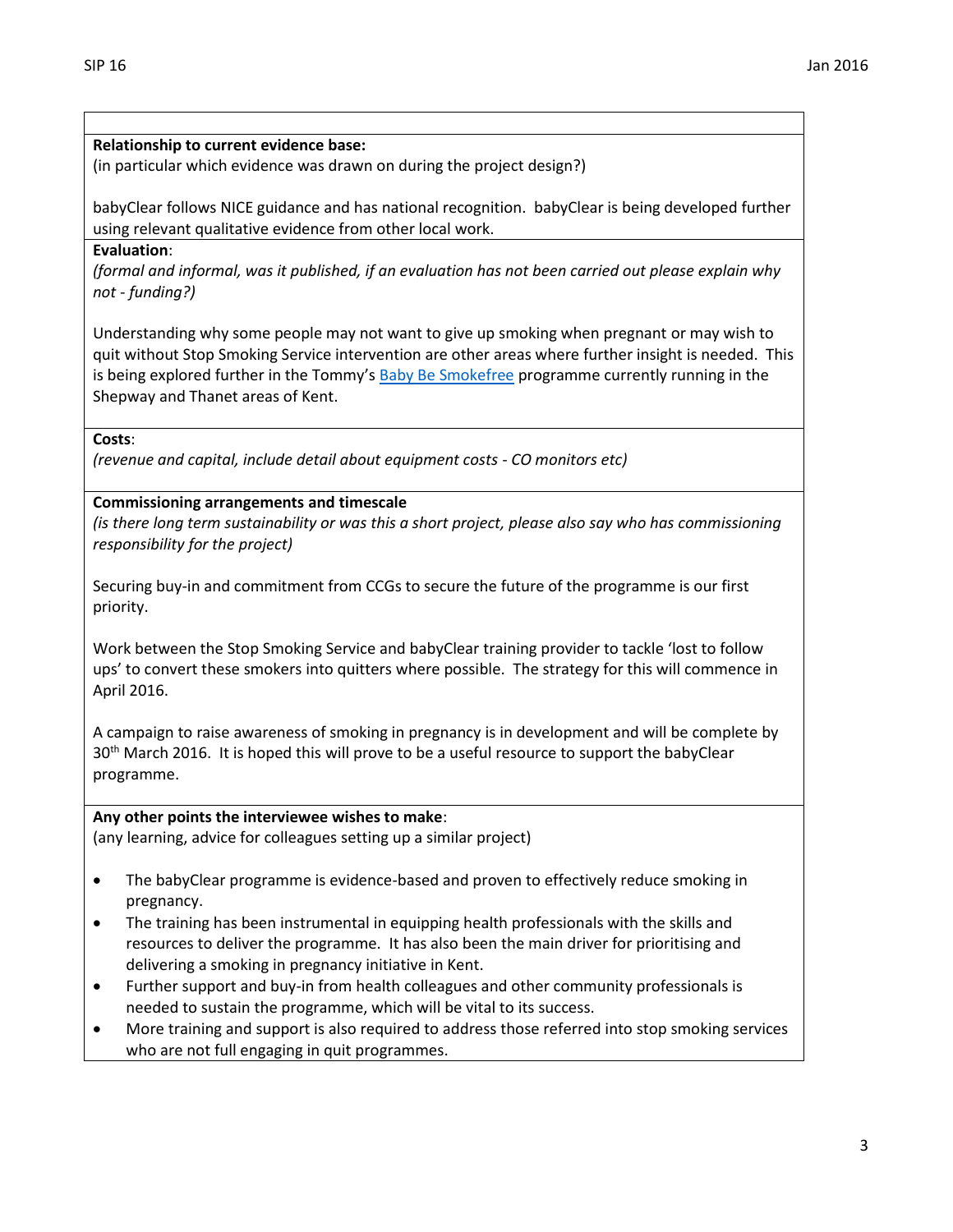**Relationship to current evidence base:**
(in particular which evidence was drawn on during the project design?)

babyClear follows NICE guidance and has national recognition. babyClear is being developed further using relevant qualitative evidence from other local work.

**Evaluation**:
*(formal and informal, was it published, if an evaluation has not been carried out please explain why not - funding?)*

Understanding why some people may not want to give up smoking when pregnant or may wish to quit without Stop Smoking Service intervention are other areas where further insight is needed. This is being explored further in the Tommy's Baby Be Smokefree programme currently running in the Shepway and Thanet areas of Kent.

**Costs**:
*(revenue and capital, include detail about equipment costs - CO monitors etc)*

**Commissioning arrangements and timescale**
*(is there long term sustainability or was this a short project, please also say who has commissioning responsibility for the project)*

Securing buy-in and commitment from CCGs to secure the future of the programme is our first priority.

Work between the Stop Smoking Service and babyClear training provider to tackle 'lost to follow ups' to convert these smokers into quitters where possible. The strategy for this will commence in April 2016.

A campaign to raise awareness of smoking in pregnancy is in development and will be complete by 30th March 2016. It is hoped this will prove to be a useful resource to support the babyClear programme.

**Any other points the interviewee wishes to make**:
(any learning, advice for colleagues setting up a similar project)

- The babyClear programme is evidence-based and proven to effectively reduce smoking in pregnancy.
- The training has been instrumental in equipping health professionals with the skills and resources to deliver the programme. It has also been the main driver for prioritising and delivering a smoking in pregnancy initiative in Kent.
- Further support and buy-in from health colleagues and other community professionals is needed to sustain the programme, which will be vital to its success.
- More training and support is also required to address those referred into stop smoking services who are not full engaging in quit programmes.